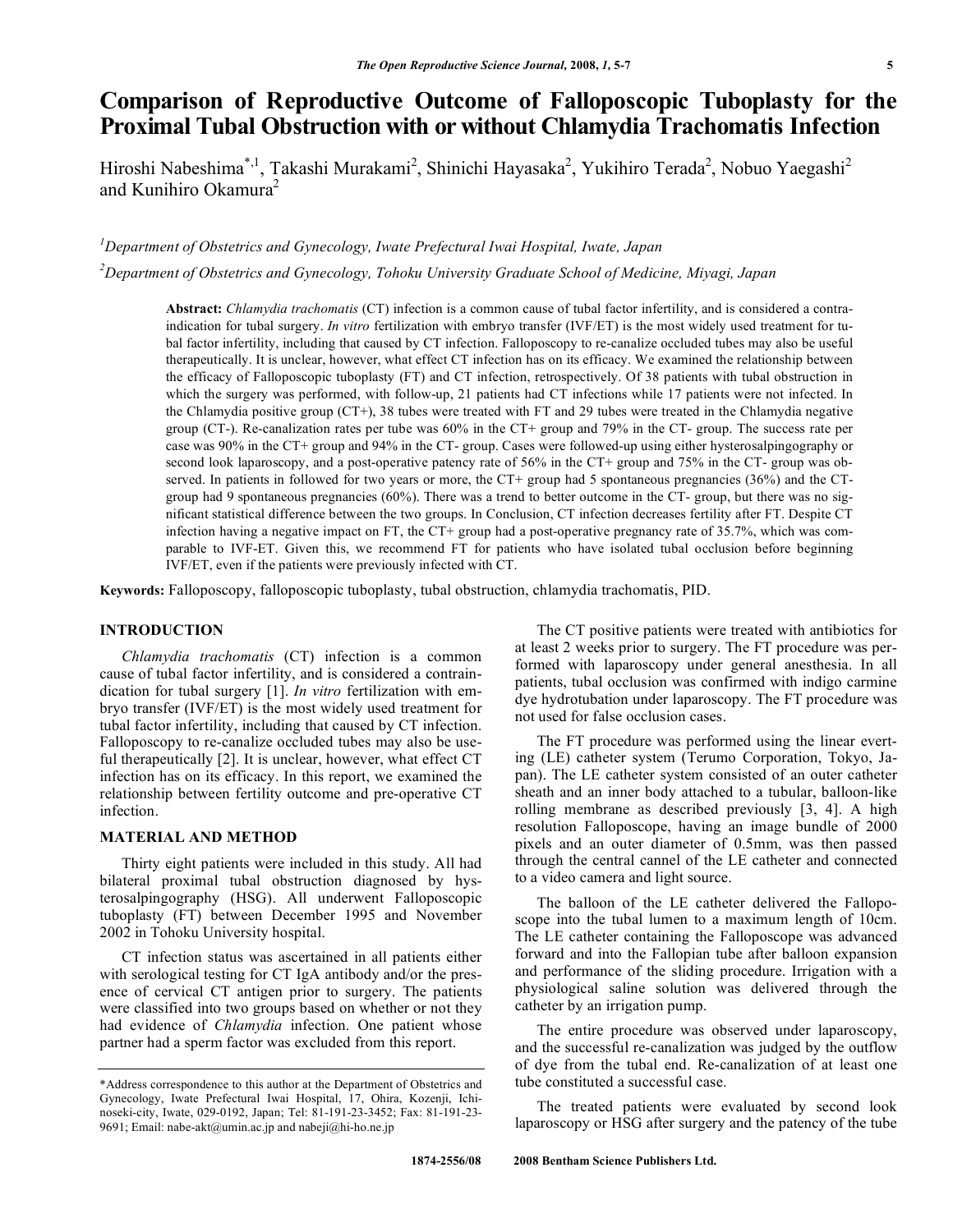# Comparison of Reproductive Outcome of Falloposcopic Tuboplasty for the Proximal Tubal Obstruction with or without Chlamydia Trachomatis Infection

Hiroshi Nabeshima*[,1], Takashi Murakami[2], Shinichi Hayasaka[2], Yukihiro Terada[2], Nobuo Yaegashi[2] and Kunihiro Okamura[2]

[1]Department of Obstetrics and Gynecology, Iwate Prefectural Iwai Hospital, Iwate, Japan

[2]Department of Obstetrics and Gynecology, Tohoku University Graduate School of Medicine, Miyagi, Japan

**Abstract:** *Chlamydia trachomatis* (CT) infection is a common cause of tubal factor infertility, and is considered a contraindication for tubal surgery. *In vitro* fertilization with embryo transfer (IVF/ET) is the most widely used treatment for tubal factor infertility, including that caused by CT infection. Falloposcopy to re-canalize occluded tubes may also be useful therapeutically. It is unclear, however, what effect CT infection has on its efficacy. We examined the relationship between the efficacy of Falloposcopic tuboplasty (FT) and CT infection, retrospectively. Of 38 patients with tubal obstruction in which the surgery was performed, with follow-up, 21 patients had CT infections while 17 patients were not infected. In the Chlamydia positive group (CT+), 38 tubes were treated with FT and 29 tubes were treated in the Chlamydia negative group (CT-). Re-canalization rates per tube was 60% in the CT+ group and 79% in the CT- group. The success rate per case was 90% in the CT+ group and 94% in the CT- group. Cases were followed-up using either hysterosalpingography or second look laparoscopy, and a post-operative patency rate of 56% in the CT+ group and 75% in the CT- group was observed. In patients in followed for two years or more, the CT+ group had 5 spontaneous pregnancies (36%) and the CT- group had 9 spontaneous pregnancies (60%). There was a trend to better outcome in the CT- group, but there was no significant statistical difference between the two groups. In Conclusion, CT infection decreases fertility after FT. Despite CT infection having a negative impact on FT, the CT+ group had a post-operative pregnancy rate of 35.7%, which was comparable to IVF-ET. Given this, we recommend FT for patients who have isolated tubal occlusion before beginning IVF/ET, even if the patients were previously infected with CT.

**Keywords:** Falloposcopy, falloposcopic tuboplasty, tubal obstruction, chlamydia trachomatis, PID.

## INTRODUCTION

*Chlamydia trachomatis* (CT) infection is a common cause of tubal factor infertility, and is considered a contraindication for tubal surgery [1]. *In vitro* fertilization with embryo transfer (IVF/ET) is the most widely used treatment for tubal factor infertility, including that caused by CT infection. Falloposcopy to re-canalize occluded tubes may also be useful therapeutically [2]. It is unclear, however, what effect CT infection has on its efficacy. In this report, we examined the relationship between fertility outcome and pre-operative CT infection.

## MATERIAL AND METHOD

Thirty eight patients were included in this study. All had bilateral proximal tubal obstruction diagnosed by hysterosalpingography (HSG). All underwent Falloposcopic tuboplasty (FT) between December 1995 and November 2002 in Tohoku University hospital.

CT infection status was ascertained in all patients either with serological testing for CT IgA antibody and/or the presence of cervical CT antigen prior to surgery. The patients were classified into two groups based on whether or not they had evidence of *Chlamydia* infection. One patient whose partner had a sperm factor was excluded from this report.

The CT positive patients were treated with antibiotics for at least 2 weeks prior to surgery. The FT procedure was performed with laparoscopy under general anesthesia. In all patients, tubal occlusion was confirmed with indigo carmine dye hydrotubation under laparoscopy. The FT procedure was not used for false occlusion cases.

The FT procedure was performed using the linear everting (LE) catheter system (Terumo Corporation, Tokyo, Japan). The LE catheter system consisted of an outer catheter sheath and an inner body attached to a tubular, balloon-like rolling membrane as described previously [3, 4]. A high resolution Falloposcope, having an image bundle of 2000 pixels and an outer diameter of 0.5mm, was then passed through the central cannel of the LE catheter and connected to a video camera and light source.

The balloon of the LE catheter delivered the Falloposcope into the tubal lumen to a maximum length of 10cm. The LE catheter containing the Falloposcope was advanced forward and into the Fallopian tube after balloon expansion and performance of the sliding procedure. Irrigation with a physiological saline solution was delivered through the catheter by an irrigation pump.

The entire procedure was observed under laparoscopy, and the successful re-canalization was judged by the outflow of dye from the tubal end. Re-canalization of at least one tube constituted a successful case.

The treated patients were evaluated by second look laparoscopy or HSG after surgery and the patency of the tube

*Address correspondence to this author at the Department of Obstetrics and Gynecology, Iwate Prefectural Iwai Hospital, 17, Ohira, Kozenji, Ichinoseki-city, Iwate, 029-0192, Japan; Tel: 81-191-23-3452; Fax: 81-191-23-9691; Email: nabe-akt@umin.ac.jp and nabeji@hi-ho.ne.jp

1874-2556/08 2008 Bentham Science Publishers Ltd.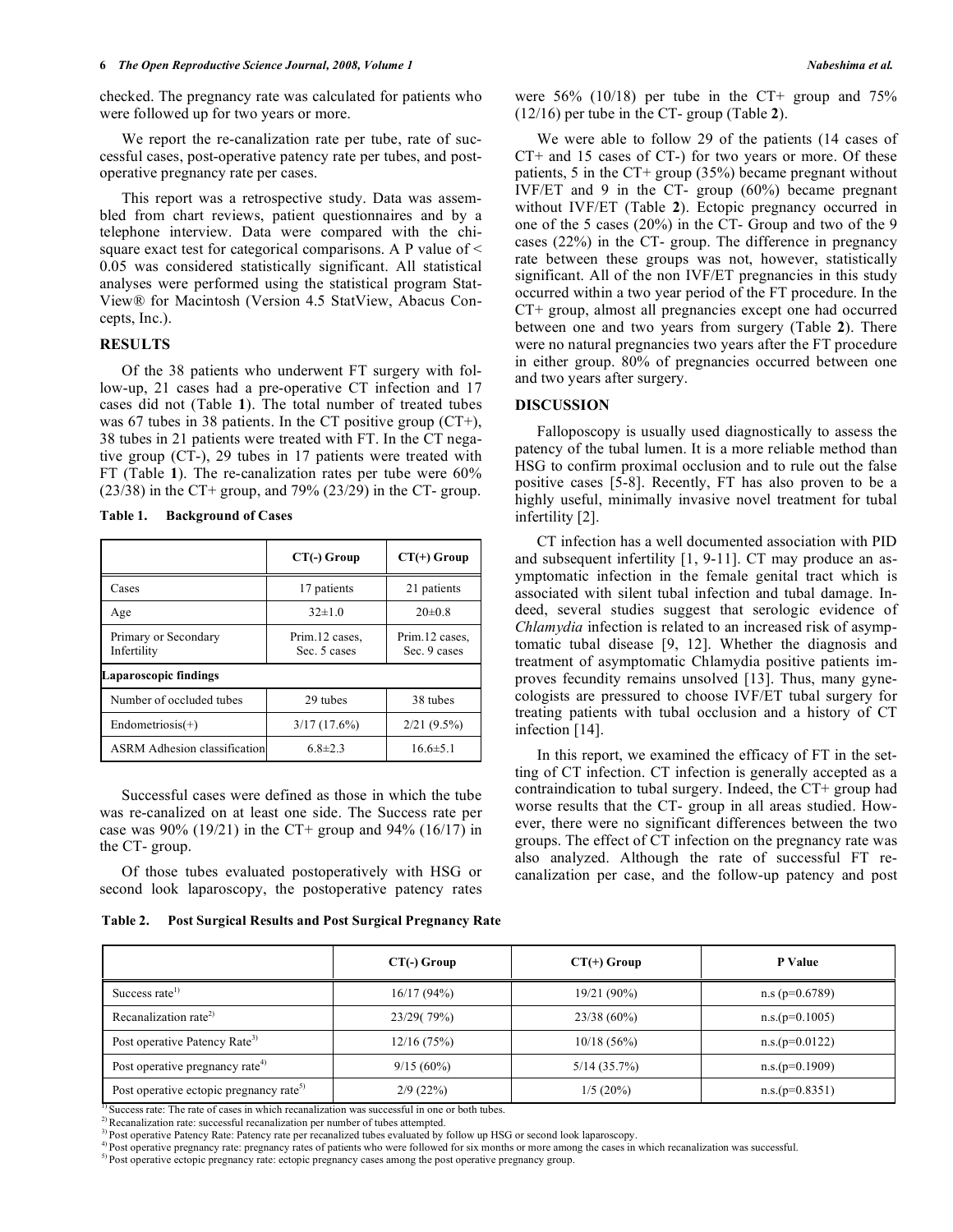checked. The pregnancy rate was calculated for patients who were followed up for two years or more.

We report the re-canalization rate per tube, rate of successful cases, post-operative patency rate per tubes, and post-operative pregnancy rate per cases.

This report was a retrospective study. Data was assembled from chart reviews, patient questionnaires and by a telephone interview. Data were compared with the chi-square exact test for categorical comparisons. A P value of < 0.05 was considered statistically significant. All statistical analyses were performed using the statistical program StatView® for Macintosh (Version 4.5 StatView, Abacus Concepts, Inc.).

## RESULTS

Of the 38 patients who underwent FT surgery with follow-up, 21 cases had a pre-operative CT infection and 17 cases did not (Table **1**). The total number of treated tubes was 67 tubes in 38 patients. In the CT positive group (CT+), 38 tubes in 21 patients were treated with FT. In the CT negative group (CT-), 29 tubes in 17 patients were treated with FT (Table **1**). The re-canalization rates per tube were 60% (23/38) in the CT+ group, and 79% (23/29) in the CT- group.

**Table 1. Background of Cases**

| | CT(-) Group | CT(+) Group |
|---|---|---|
| Cases | 17 patients | 21 patients |
| Age | 32±1.0 | 20±0.8 |
| Primary or Secondary Infertility | Prim.12 cases, Sec. 5 cases | Prim.12 cases, Sec. 9 cases |
| **Laparoscopic findings** | | |
| Number of occluded tubes | 29 tubes | 38 tubes |
| Endometriosis(+) | 3/17 (17.6%) | 2/21 (9.5%) |
| ASRM Adhesion classification | 6.8±2.3 | 16.6±5.1 |

Successful cases were defined as those in which the tube was re-canalized on at least one side. The Success rate per case was 90% (19/21) in the CT+ group and 94% (16/17) in the CT- group.

Of those tubes evaluated postoperatively with HSG or second look laparoscopy, the postoperative patency rates were 56% (10/18) per tube in the CT+ group and 75% (12/16) per tube in the CT- group (Table **2**).

We were able to follow 29 of the patients (14 cases of CT+ and 15 cases of CT-) for two years or more. Of these patients, 5 in the CT+ group (35%) became pregnant without IVF/ET and 9 in the CT- group (60%) became pregnant without IVF/ET (Table **2**). Ectopic pregnancy occurred in one of the 5 cases (20%) in the CT- Group and two of the 9 cases (22%) in the CT- group. The difference in pregnancy rate between these groups was not, however, statistically significant. All of the non IVF/ET pregnancies in this study occurred within a two year period of the FT procedure. In the CT+ group, almost all pregnancies except one had occurred between one and two years from surgery (Table **2**). There were no natural pregnancies two years after the FT procedure in either group. 80% of pregnancies occurred between one and two years after surgery.

## DISCUSSION

Falloposcopy is usually used diagnostically to assess the patency of the tubal lumen. It is a more reliable method than HSG to confirm proximal occlusion and to rule out the false positive cases [5-8]. Recently, FT has also proven to be a highly useful, minimally invasive novel treatment for tubal infertility [2].

CT infection has a well documented association with PID and subsequent infertility [1, 9-11]. CT may produce an asymptomatic infection in the female genital tract which is associated with silent tubal infection and tubal damage. Indeed, several studies suggest that serologic evidence of *Chlamydia* infection is related to an increased risk of asymptomatic tubal disease [9, 12]. Whether the diagnosis and treatment of asymptomatic Chlamydia positive patients improves fecundity remains unsolved [13]. Thus, many gynecologists are pressured to choose IVF/ET tubal surgery for treating patients with tubal occlusion and a history of CT infection [14].

In this report, we examined the efficacy of FT in the setting of CT infection. CT infection is generally accepted as a contraindication to tubal surgery. Indeed, the CT+ group had worse results that the CT- group in all areas studied. However, there were no significant differences between the two groups. The effect of CT infection on the pregnancy rate was also analyzed. Although the rate of successful FT re-canalization per case, and the follow-up patency and post

**Table 2. Post Surgical Results and Post Surgical Pregnancy Rate**

| | CT(-) Group | CT(+) Group | P Value |
|---|---|---|---|
| Success rate[1)] | 16/17 (94%) | 19/21 (90%) | n.s (p=0.6789) |
| Recanalization rate[2)] | 23/29( 79%) | 23/38 (60%) | n.s.(p=0.1005) |
| Post operative Patency Rate[3)] | 12/16 (75%) | 10/18 (56%) | n.s.(p=0.0122) |
| Post operative pregnancy rate[4)] | 9/15 (60%) | 5/14 (35.7%) | n.s.(p=0.1909) |
| Post operative ectopic pregnancy rate[5)] | 2/9 (22%) | 1/5 (20%) | n.s.(p=0.8351) |

[1)] Success rate: The rate of cases in which recanalization was successful in one or both tubes.
[2)] Recanalization rate: successful recanalization per number of tubes attempted.
[3)] Post operative Patency Rate: Patency rate per recanalized tubes evaluated by follow up HSG or second look laparoscopy.
[4)] Post operative pregnancy rate: pregnancy rates of patients who were followed for six months or more among the cases in which recanalization was successful.
[5)] Post operative ectopic pregnancy rate: ectopic pregnancy cases among the post operative pregnancy group.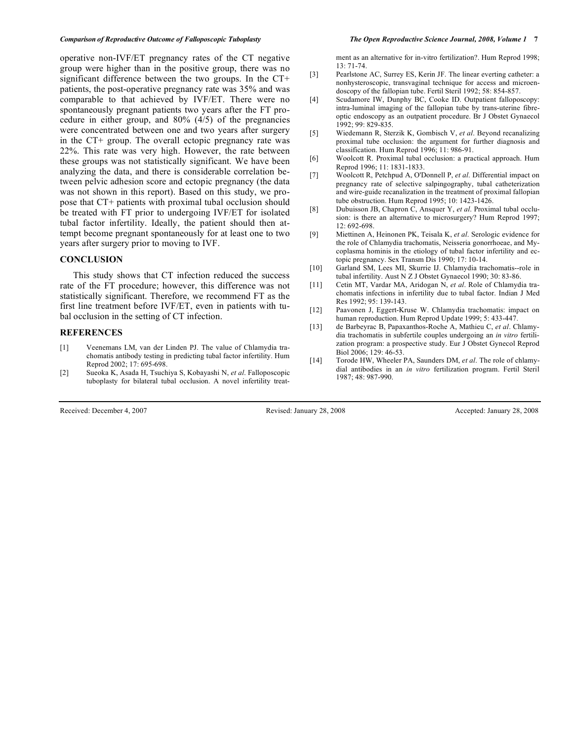operative non-IVF/ET pregnancy rates of the CT negative group were higher than in the positive group, there was no significant difference between the two groups. In the CT+ patients, the post-operative pregnancy rate was 35% and was comparable to that achieved by IVF/ET. There were no spontaneously pregnant patients two years after the FT procedure in either group, and 80% (4/5) of the pregnancies were concentrated between one and two years after surgery in the CT+ group. The overall ectopic pregnancy rate was 22%. This rate was very high. However, the rate between these groups was not statistically significant. We have been analyzing the data, and there is considerable correlation between pelvic adhesion score and ectopic pregnancy (the data was not shown in this report). Based on this study, we propose that CT+ patients with proximal tubal occlusion should be treated with FT prior to undergoing IVF/ET for isolated tubal factor infertility. Ideally, the patient should then attempt become pregnant spontaneously for at least one to two years after surgery prior to moving to IVF.

## CONCLUSION

This study shows that CT infection reduced the success rate of the FT procedure; however, this difference was not statistically significant. Therefore, we recommend FT as the first line treatment before IVF/ET, even in patients with tubal occlusion in the setting of CT infection.

## REFERENCES

[1] Veenemans LM, van der Linden PJ. The value of Chlamydia trachomatis antibody testing in predicting tubal factor infertility. Hum Reprod 2002; 17: 695-698.

[2] Sueoka K, Asada H, Tsuchiya S, Kobayashi N, *et al*. Falloposcopic tuboplasty for bilateral tubal occlusion. A novel infertility treatment as an alternative for in-vitro fertilization?. Hum Reprod 1998; 13: 71-74.

[3] Pearlstone AC, Surrey ES, Kerin JF. The linear everting catheter: a nonhysteroscopic, transvaginal technique for access and microendoscopy of the fallopian tube. Fertil Steril 1992; 58: 854-857.

[4] Scudamore IW, Dunphy BC, Cooke ID. Outpatient falloposcopy: intra-luminal imaging of the fallopian tube by trans-uterine fibre-optic endoscopy as an outpatient procedure. Br J Obstet Gynaecol 1992; 99: 829-835.

[5] Wiedemann R, Sterzik K, Gombisch V, *et al*. Beyond recanalizing proximal tube occlusion: the argument for further diagnosis and classification. Hum Reprod 1996; 11: 986-91.

[6] Woolcott R. Proximal tubal occlusion: a practical approach. Hum Reprod 1996; 11: 1831-1833.

[7] Woolcott R, Petchpud A, O'Donnell P, *et al*. Differential impact on pregnancy rate of selective salpingography, tubal catheterization and wire-guide recanalization in the treatment of proximal fallopian tube obstruction. Hum Reprod 1995; 10: 1423-1426.

[8] Dubuisson JB, Chapron C, Ansquer Y, *et al*. Proximal tubal occlusion: is there an alternative to microsurgery? Hum Reprod 1997; 12: 692-698.

[9] Miettinen A, Heinonen PK, Teisala K, *et al*. Serologic evidence for the role of Chlamydia trachomatis, Neisseria gonorrhoeae, and Mycoplasma hominis in the etiology of tubal factor infertility and ectopic pregnancy. Sex Transm Dis 1990; 17: 10-14.

[10] Garland SM, Lees MI, Skurrie IJ. Chlamydia trachomatis--role in tubal infertility. Aust N Z J Obstet Gynaecol 1990; 30: 83-86.

[11] Cetin MT, Vardar MA, Aridogan N, *et al*. Role of Chlamydia trachomatis infections in infertility due to tubal factor. Indian J Med Res 1992; 95: 139-143.

[12] Paavonen J, Eggert-Kruse W. Chlamydia trachomatis: impact on human reproduction. Hum Reprod Update 1999; 5: 433-447.

[13] de Barbeyrac B, Papaxanthos-Roche A, Mathieu C, *et al*. Chlamydia trachomatis in subfertile couples undergoing an *in vitro* fertilization program: a prospective study. Eur J Obstet Gynecol Reprod Biol 2006; 129: 46-53.

[14] Torode HW, Wheeler PA, Saunders DM, *et al*. The role of chlamydial antibodies in an *in vitro* fertilization program. Fertil Steril 1987; 48: 987-990.

Received: December 4, 2007 Revised: January 28, 2008 Accepted: January 28, 2008